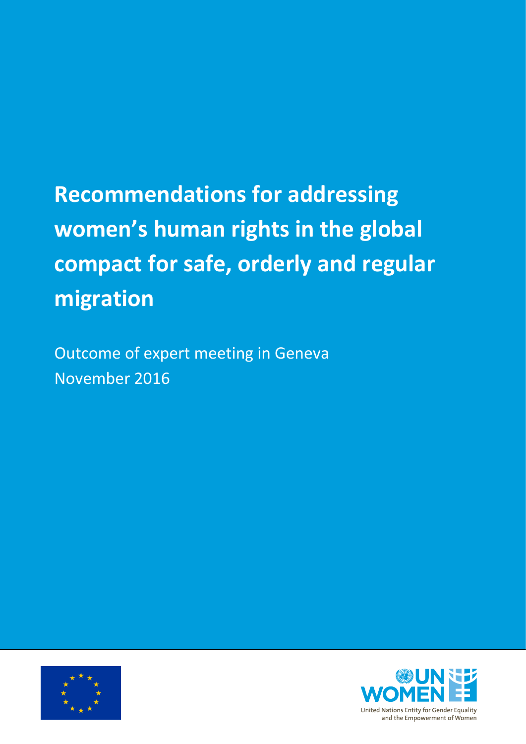# Recommendations for addressing women's human rights in the global compact for safe, orderly and regular migration

Outcome of expert meeting in Geneva
November 2016

United Nations Entity for Gender Equality and the Empowerment of Women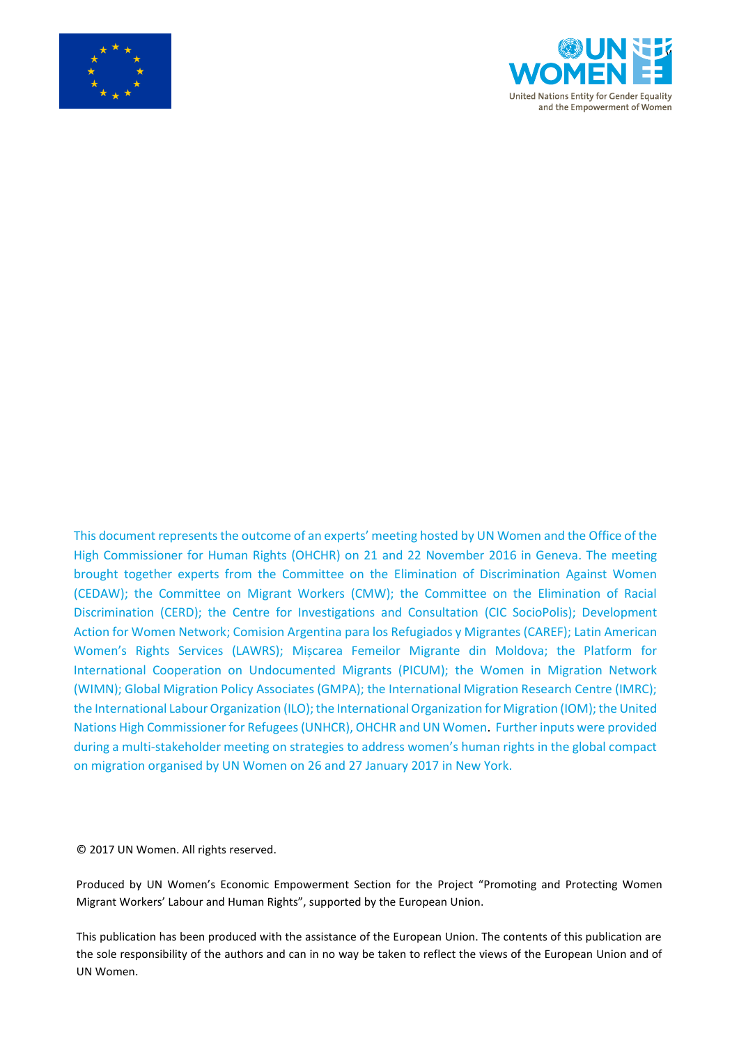This document represents the outcome of an experts' meeting hosted by UN Women and the Office of the High Commissioner for Human Rights (OHCHR) on 21 and 22 November 2016 in Geneva. The meeting brought together experts from the Committee on the Elimination of Discrimination Against Women (CEDAW); the Committee on Migrant Workers (CMW); the Committee on the Elimination of Racial Discrimination (CERD); the Centre for Investigations and Consultation (CIC SocioPolis); Development Action for Women Network; Comision Argentina para los Refugiados y Migrantes (CAREF); Latin American Women's Rights Services (LAWRS); Mișcarea Femeilor Migrante din Moldova; the Platform for International Cooperation on Undocumented Migrants (PICUM); the Women in Migration Network (WIMN); Global Migration Policy Associates (GMPA); the International Migration Research Centre (IMRC); the International Labour Organization (ILO); the International Organization for Migration (IOM); the United Nations High Commissioner for Refugees (UNHCR), OHCHR and UN Women. Further inputs were provided during a multi-stakeholder meeting on strategies to address women's human rights in the global compact on migration organised by UN Women on 26 and 27 January 2017 in New York.

© 2017 UN Women. All rights reserved.

Produced by UN Women's Economic Empowerment Section for the Project "Promoting and Protecting Women Migrant Workers' Labour and Human Rights", supported by the European Union.

This publication has been produced with the assistance of the European Union. The contents of this publication are the sole responsibility of the authors and can in no way be taken to reflect the views of the European Union and of UN Women.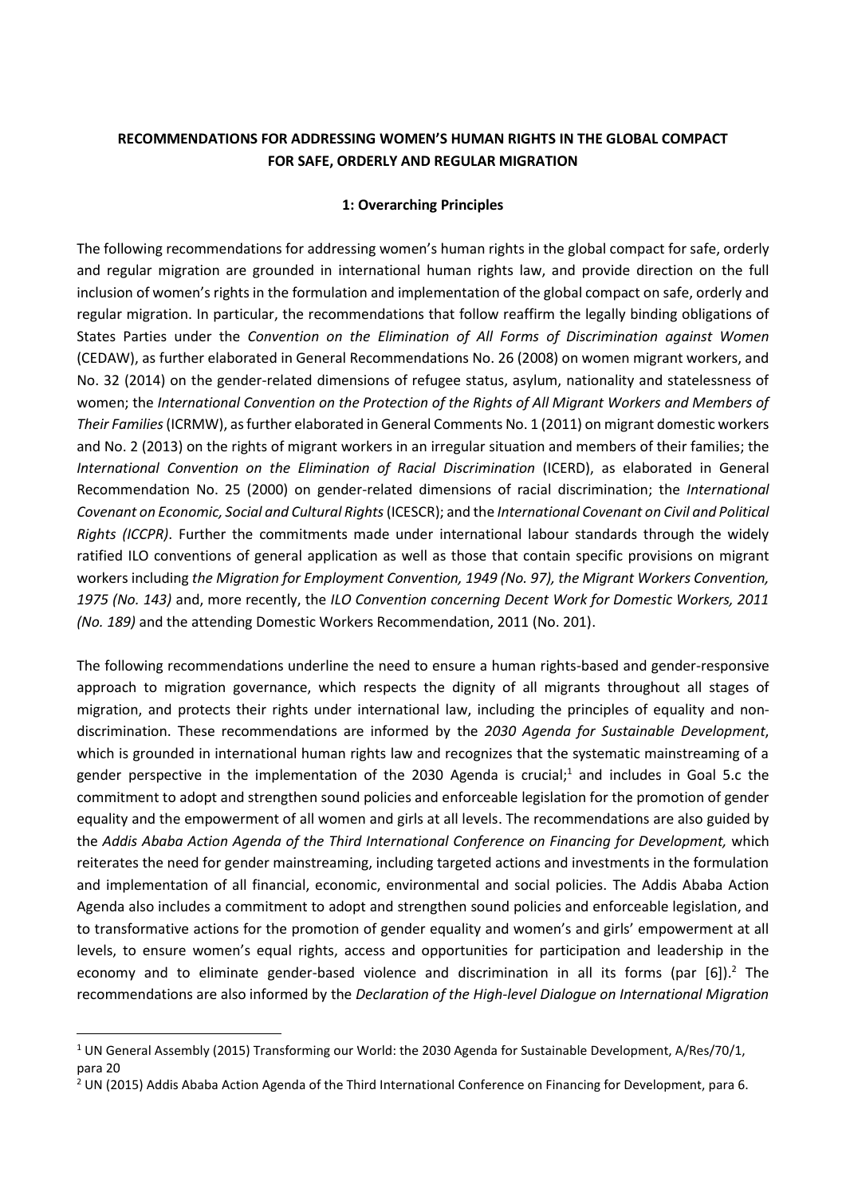**RECOMMENDATIONS FOR ADDRESSING WOMEN'S HUMAN RIGHTS IN THE GLOBAL COMPACT FOR SAFE, ORDERLY AND REGULAR MIGRATION**

**1: Overarching Principles**

The following recommendations for addressing women's human rights in the global compact for safe, orderly and regular migration are grounded in international human rights law, and provide direction on the full inclusion of women's rights in the formulation and implementation of the global compact on safe, orderly and regular migration. In particular, the recommendations that follow reaffirm the legally binding obligations of States Parties under the *Convention on the Elimination of All Forms of Discrimination against Women* (CEDAW), as further elaborated in General Recommendations No. 26 (2008) on women migrant workers, and No. 32 (2014) on the gender-related dimensions of refugee status, asylum, nationality and statelessness of women; the *International Convention on the Protection of the Rights of All Migrant Workers and Members of Their Families* (ICRMW), as further elaborated in General Comments No. 1 (2011) on migrant domestic workers and No. 2 (2013) on the rights of migrant workers in an irregular situation and members of their families; the *International Convention on the Elimination of Racial Discrimination* (ICERD), as elaborated in General Recommendation No. 25 (2000) on gender-related dimensions of racial discrimination; the *International Covenant on Economic, Social and Cultural Rights* (ICESCR); and the *International Covenant on Civil and Political Rights (ICCPR)*. Further the commitments made under international labour standards through the widely ratified ILO conventions of general application as well as those that contain specific provisions on migrant workers including *the Migration for Employment Convention, 1949 (No. 97), the Migrant Workers Convention, 1975 (No. 143)* and, more recently, the *ILO Convention concerning Decent Work for Domestic Workers, 2011 (No. 189)* and the attending Domestic Workers Recommendation, 2011 (No. 201).

The following recommendations underline the need to ensure a human rights-based and gender-responsive approach to migration governance, which respects the dignity of all migrants throughout all stages of migration, and protects their rights under international law, including the principles of equality and non-discrimination. These recommendations are informed by the *2030 Agenda for Sustainable Development*, which is grounded in international human rights law and recognizes that the systematic mainstreaming of a gender perspective in the implementation of the 2030 Agenda is crucial;[1] and includes in Goal 5.c the commitment to adopt and strengthen sound policies and enforceable legislation for the promotion of gender equality and the empowerment of all women and girls at all levels. The recommendations are also guided by the *Addis Ababa Action Agenda of the Third International Conference on Financing for Development,* which reiterates the need for gender mainstreaming, including targeted actions and investments in the formulation and implementation of all financial, economic, environmental and social policies. The Addis Ababa Action Agenda also includes a commitment to adopt and strengthen sound policies and enforceable legislation, and to transformative actions for the promotion of gender equality and women's and girls' empowerment at all levels, to ensure women's equal rights, access and opportunities for participation and leadership in the economy and to eliminate gender-based violence and discrimination in all its forms (par [6]).[2] The recommendations are also informed by the *Declaration of the High-level Dialogue on International Migration*

[1] UN General Assembly (2015) Transforming our World: the 2030 Agenda for Sustainable Development, A/Res/70/1, para 20

[2] UN (2015) Addis Ababa Action Agenda of the Third International Conference on Financing for Development, para 6.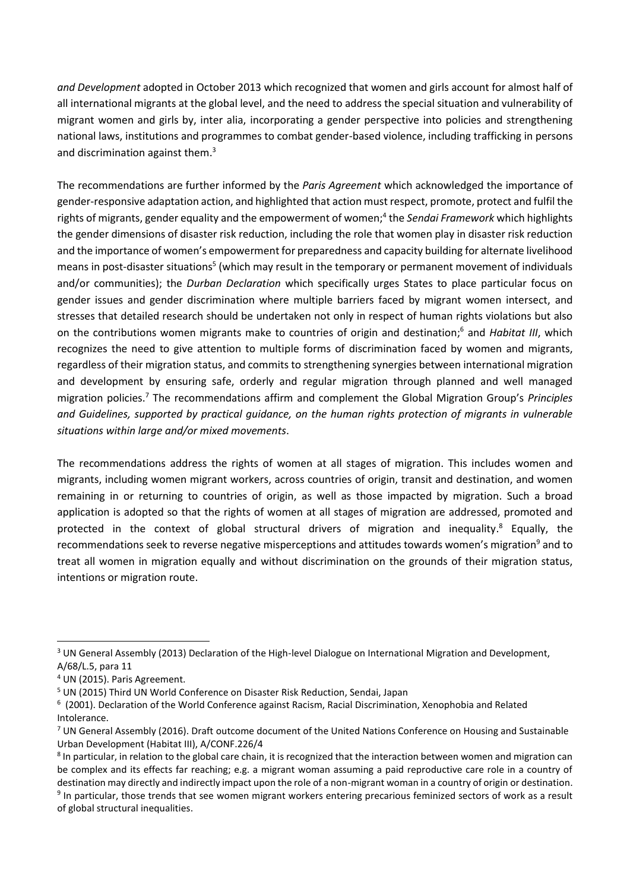*and Development* adopted in October 2013 which recognized that women and girls account for almost half of all international migrants at the global level, and the need to address the special situation and vulnerability of migrant women and girls by, inter alia, incorporating a gender perspective into policies and strengthening national laws, institutions and programmes to combat gender-based violence, including trafficking in persons and discrimination against them.[3]

The recommendations are further informed by the *Paris Agreement* which acknowledged the importance of gender-responsive adaptation action, and highlighted that action must respect, promote, protect and fulfil the rights of migrants, gender equality and the empowerment of women;[4] the *Sendai Framework* which highlights the gender dimensions of disaster risk reduction, including the role that women play in disaster risk reduction and the importance of women's empowerment for preparedness and capacity building for alternate livelihood means in post-disaster situations[5] (which may result in the temporary or permanent movement of individuals and/or communities); the *Durban Declaration* which specifically urges States to place particular focus on gender issues and gender discrimination where multiple barriers faced by migrant women intersect, and stresses that detailed research should be undertaken not only in respect of human rights violations but also on the contributions women migrants make to countries of origin and destination;[6] and *Habitat III*, which recognizes the need to give attention to multiple forms of discrimination faced by women and migrants, regardless of their migration status, and commits to strengthening synergies between international migration and development by ensuring safe, orderly and regular migration through planned and well managed migration policies.[7] The recommendations affirm and complement the Global Migration Group's *Principles and Guidelines, supported by practical guidance, on the human rights protection of migrants in vulnerable situations within large and/or mixed movements*.

The recommendations address the rights of women at all stages of migration. This includes women and migrants, including women migrant workers, across countries of origin, transit and destination, and women remaining in or returning to countries of origin, as well as those impacted by migration. Such a broad application is adopted so that the rights of women at all stages of migration are addressed, promoted and protected in the context of global structural drivers of migration and inequality.[8] Equally, the recommendations seek to reverse negative misperceptions and attitudes towards women's migration[9] and to treat all women in migration equally and without discrimination on the grounds of their migration status, intentions or migration route.

---

[3] UN General Assembly (2013) Declaration of the High-level Dialogue on International Migration and Development, A/68/L.5, para 11

[4] UN (2015). Paris Agreement.

[5] UN (2015) Third UN World Conference on Disaster Risk Reduction, Sendai, Japan

[6] (2001). Declaration of the World Conference against Racism, Racial Discrimination, Xenophobia and Related Intolerance.

[7] UN General Assembly (2016). Draft outcome document of the United Nations Conference on Housing and Sustainable Urban Development (Habitat III), A/CONF.226/4

[8] In particular, in relation to the global care chain, it is recognized that the interaction between women and migration can be complex and its effects far reaching; e.g. a migrant woman assuming a paid reproductive care role in a country of destination may directly and indirectly impact upon the role of a non-migrant woman in a country of origin or destination.

[9] In particular, those trends that see women migrant workers entering precarious feminized sectors of work as a result of global structural inequalities.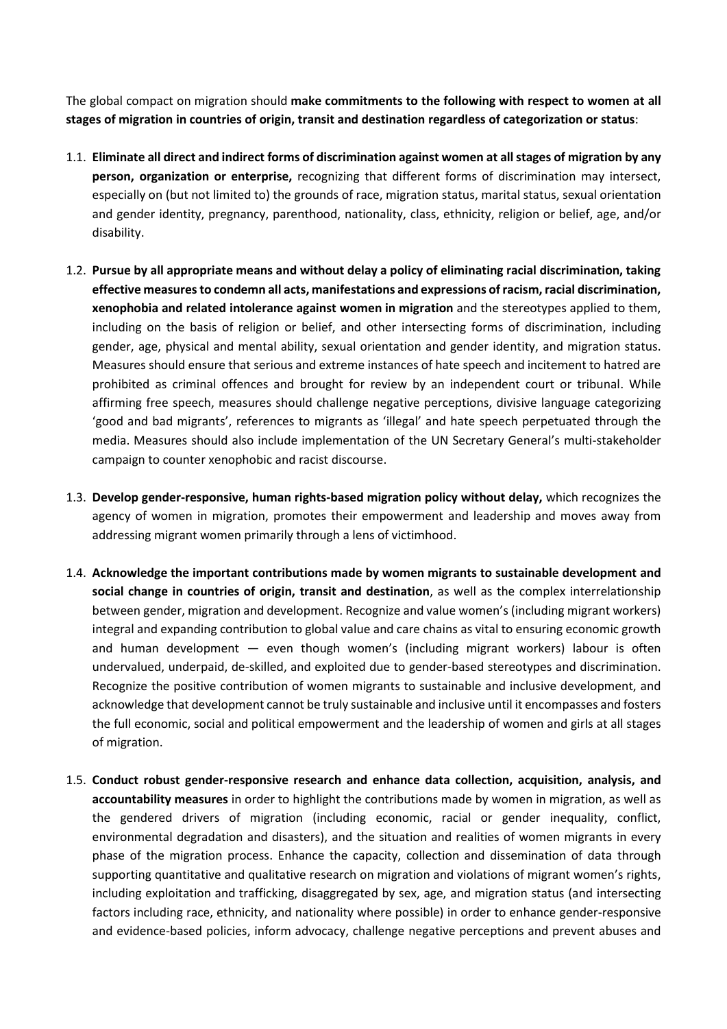The global compact on migration should **make commitments to the following with respect to women at all stages of migration in countries of origin, transit and destination regardless of categorization or status**:

1.1. **Eliminate all direct and indirect forms of discrimination against women at all stages of migration by any person, organization or enterprise,** recognizing that different forms of discrimination may intersect, especially on (but not limited to) the grounds of race, migration status, marital status, sexual orientation and gender identity, pregnancy, parenthood, nationality, class, ethnicity, religion or belief, age, and/or disability.

1.2. **Pursue by all appropriate means and without delay a policy of eliminating racial discrimination, taking effective measures to condemn all acts, manifestations and expressions of racism, racial discrimination, xenophobia and related intolerance against women in migration** and the stereotypes applied to them, including on the basis of religion or belief, and other intersecting forms of discrimination, including gender, age, physical and mental ability, sexual orientation and gender identity, and migration status. Measures should ensure that serious and extreme instances of hate speech and incitement to hatred are prohibited as criminal offences and brought for review by an independent court or tribunal. While affirming free speech, measures should challenge negative perceptions, divisive language categorizing 'good and bad migrants', references to migrants as 'illegal' and hate speech perpetuated through the media. Measures should also include implementation of the UN Secretary General's multi-stakeholder campaign to counter xenophobic and racist discourse.

1.3. **Develop gender-responsive, human rights-based migration policy without delay,** which recognizes the agency of women in migration, promotes their empowerment and leadership and moves away from addressing migrant women primarily through a lens of victimhood.

1.4. **Acknowledge the important contributions made by women migrants to sustainable development and social change in countries of origin, transit and destination**, as well as the complex interrelationship between gender, migration and development. Recognize and value women's (including migrant workers) integral and expanding contribution to global value and care chains as vital to ensuring economic growth and human development — even though women's (including migrant workers) labour is often undervalued, underpaid, de-skilled, and exploited due to gender-based stereotypes and discrimination. Recognize the positive contribution of women migrants to sustainable and inclusive development, and acknowledge that development cannot be truly sustainable and inclusive until it encompasses and fosters the full economic, social and political empowerment and the leadership of women and girls at all stages of migration.

1.5. **Conduct robust gender-responsive research and enhance data collection, acquisition, analysis, and accountability measures** in order to highlight the contributions made by women in migration, as well as the gendered drivers of migration (including economic, racial or gender inequality, conflict, environmental degradation and disasters), and the situation and realities of women migrants in every phase of the migration process. Enhance the capacity, collection and dissemination of data through supporting quantitative and qualitative research on migration and violations of migrant women's rights, including exploitation and trafficking, disaggregated by sex, age, and migration status (and intersecting factors including race, ethnicity, and nationality where possible) in order to enhance gender-responsive and evidence-based policies, inform advocacy, challenge negative perceptions and prevent abuses and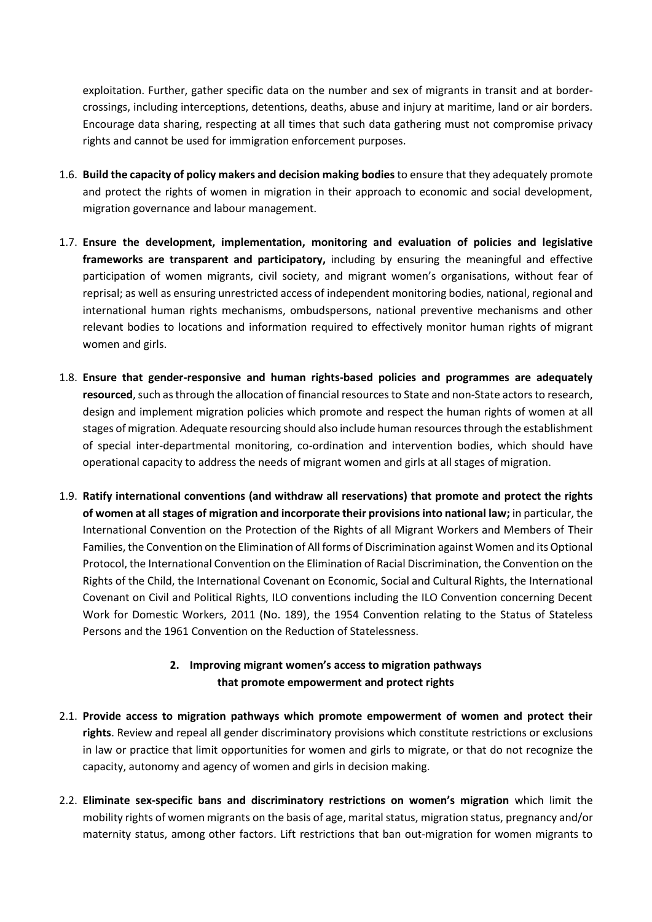exploitation. Further, gather specific data on the number and sex of migrants in transit and at border-crossings, including interceptions, detentions, deaths, abuse and injury at maritime, land or air borders. Encourage data sharing, respecting at all times that such data gathering must not compromise privacy rights and cannot be used for immigration enforcement purposes.

1.6. **Build the capacity of policy makers and decision making bodies** to ensure that they adequately promote and protect the rights of women in migration in their approach to economic and social development, migration governance and labour management.

1.7. **Ensure the development, implementation, monitoring and evaluation of policies and legislative frameworks are transparent and participatory,** including by ensuring the meaningful and effective participation of women migrants, civil society, and migrant women's organisations, without fear of reprisal; as well as ensuring unrestricted access of independent monitoring bodies, national, regional and international human rights mechanisms, ombudspersons, national preventive mechanisms and other relevant bodies to locations and information required to effectively monitor human rights of migrant women and girls.

1.8. **Ensure that gender-responsive and human rights-based policies and programmes are adequately resourced**, such as through the allocation of financial resources to State and non-State actors to research, design and implement migration policies which promote and respect the human rights of women at all stages of migration. Adequate resourcing should also include human resources through the establishment of special inter-departmental monitoring, co-ordination and intervention bodies, which should have operational capacity to address the needs of migrant women and girls at all stages of migration.

1.9. **Ratify international conventions (and withdraw all reservations) that promote and protect the rights of women at all stages of migration and incorporate their provisions into national law;** in particular, the International Convention on the Protection of the Rights of all Migrant Workers and Members of Their Families, the Convention on the Elimination of All forms of Discrimination against Women and its Optional Protocol, the International Convention on the Elimination of Racial Discrimination, the Convention on the Rights of the Child, the International Covenant on Economic, Social and Cultural Rights, the International Covenant on Civil and Political Rights, ILO conventions including the ILO Convention concerning Decent Work for Domestic Workers, 2011 (No. 189), the 1954 Convention relating to the Status of Stateless Persons and the 1961 Convention on the Reduction of Statelessness.

## 2. Improving migrant women's access to migration pathways that promote empowerment and protect rights

2.1. **Provide access to migration pathways which promote empowerment of women and protect their rights**. Review and repeal all gender discriminatory provisions which constitute restrictions or exclusions in law or practice that limit opportunities for women and girls to migrate, or that do not recognize the capacity, autonomy and agency of women and girls in decision making.

2.2. **Eliminate sex-specific bans and discriminatory restrictions on women's migration** which limit the mobility rights of women migrants on the basis of age, marital status, migration status, pregnancy and/or maternity status, among other factors. Lift restrictions that ban out-migration for women migrants to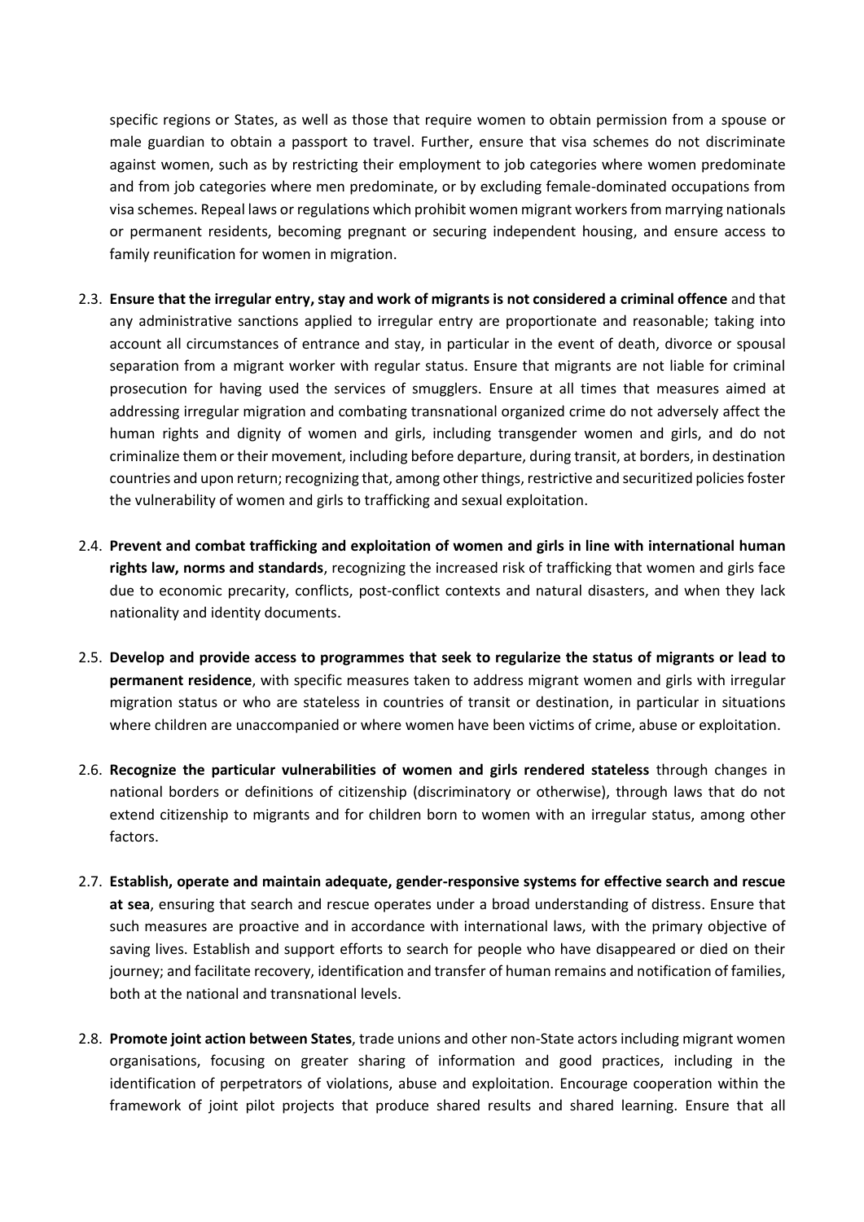specific regions or States, as well as those that require women to obtain permission from a spouse or male guardian to obtain a passport to travel. Further, ensure that visa schemes do not discriminate against women, such as by restricting their employment to job categories where women predominate and from job categories where men predominate, or by excluding female-dominated occupations from visa schemes. Repeal laws or regulations which prohibit women migrant workers from marrying nationals or permanent residents, becoming pregnant or securing independent housing, and ensure access to family reunification for women in migration.

2.3. **Ensure that the irregular entry, stay and work of migrants is not considered a criminal offence** and that any administrative sanctions applied to irregular entry are proportionate and reasonable; taking into account all circumstances of entrance and stay, in particular in the event of death, divorce or spousal separation from a migrant worker with regular status. Ensure that migrants are not liable for criminal prosecution for having used the services of smugglers. Ensure at all times that measures aimed at addressing irregular migration and combating transnational organized crime do not adversely affect the human rights and dignity of women and girls, including transgender women and girls, and do not criminalize them or their movement, including before departure, during transit, at borders, in destination countries and upon return; recognizing that, among other things, restrictive and securitized policies foster the vulnerability of women and girls to trafficking and sexual exploitation.

2.4. **Prevent and combat trafficking and exploitation of women and girls in line with international human rights law, norms and standards**, recognizing the increased risk of trafficking that women and girls face due to economic precarity, conflicts, post-conflict contexts and natural disasters, and when they lack nationality and identity documents.

2.5. **Develop and provide access to programmes that seek to regularize the status of migrants or lead to permanent residence**, with specific measures taken to address migrant women and girls with irregular migration status or who are stateless in countries of transit or destination, in particular in situations where children are unaccompanied or where women have been victims of crime, abuse or exploitation.

2.6. **Recognize the particular vulnerabilities of women and girls rendered stateless** through changes in national borders or definitions of citizenship (discriminatory or otherwise), through laws that do not extend citizenship to migrants and for children born to women with an irregular status, among other factors.

2.7. **Establish, operate and maintain adequate, gender-responsive systems for effective search and rescue at sea**, ensuring that search and rescue operates under a broad understanding of distress. Ensure that such measures are proactive and in accordance with international laws, with the primary objective of saving lives. Establish and support efforts to search for people who have disappeared or died on their journey; and facilitate recovery, identification and transfer of human remains and notification of families, both at the national and transnational levels.

2.8. **Promote joint action between States**, trade unions and other non-State actors including migrant women organisations, focusing on greater sharing of information and good practices, including in the identification of perpetrators of violations, abuse and exploitation. Encourage cooperation within the framework of joint pilot projects that produce shared results and shared learning. Ensure that all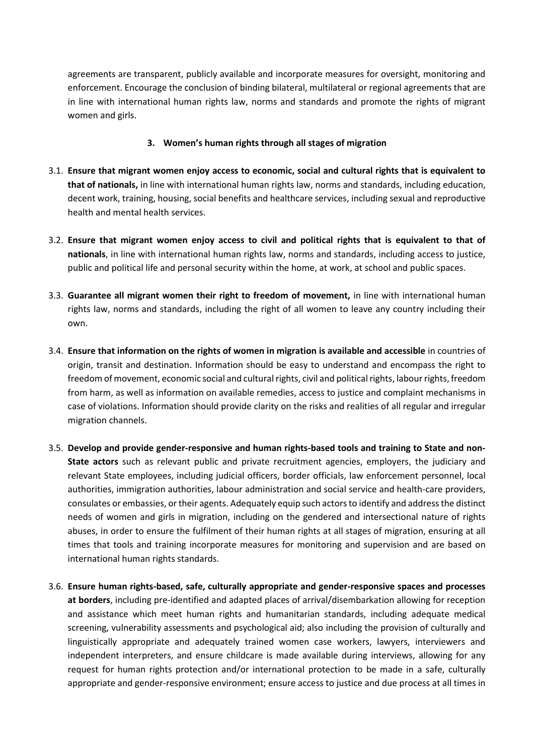agreements are transparent, publicly available and incorporate measures for oversight, monitoring and enforcement. Encourage the conclusion of binding bilateral, multilateral or regional agreements that are in line with international human rights law, norms and standards and promote the rights of migrant women and girls.

### 3. Women's human rights through all stages of migration

3.1. **Ensure that migrant women enjoy access to economic, social and cultural rights that is equivalent to that of nationals,** in line with international human rights law, norms and standards, including education, decent work, training, housing, social benefits and healthcare services, including sexual and reproductive health and mental health services.

3.2. **Ensure that migrant women enjoy access to civil and political rights that is equivalent to that of nationals**, in line with international human rights law, norms and standards, including access to justice, public and political life and personal security within the home, at work, at school and public spaces.

3.3. **Guarantee all migrant women their right to freedom of movement,** in line with international human rights law, norms and standards, including the right of all women to leave any country including their own.

3.4. **Ensure that information on the rights of women in migration is available and accessible** in countries of origin, transit and destination. Information should be easy to understand and encompass the right to freedom of movement, economic social and cultural rights, civil and political rights, labour rights, freedom from harm, as well as information on available remedies, access to justice and complaint mechanisms in case of violations. Information should provide clarity on the risks and realities of all regular and irregular migration channels.

3.5. **Develop and provide gender-responsive and human rights-based tools and training to State and non-State actors** such as relevant public and private recruitment agencies, employers, the judiciary and relevant State employees, including judicial officers, border officials, law enforcement personnel, local authorities, immigration authorities, labour administration and social service and health-care providers, consulates or embassies, or their agents. Adequately equip such actors to identify and address the distinct needs of women and girls in migration, including on the gendered and intersectional nature of rights abuses, in order to ensure the fulfilment of their human rights at all stages of migration, ensuring at all times that tools and training incorporate measures for monitoring and supervision and are based on international human rights standards.

3.6. **Ensure human rights-based, safe, culturally appropriate and gender-responsive spaces and processes at borders**, including pre-identified and adapted places of arrival/disembarkation allowing for reception and assistance which meet human rights and humanitarian standards, including adequate medical screening, vulnerability assessments and psychological aid; also including the provision of culturally and linguistically appropriate and adequately trained women case workers, lawyers, interviewers and independent interpreters, and ensure childcare is made available during interviews, allowing for any request for human rights protection and/or international protection to be made in a safe, culturally appropriate and gender-responsive environment; ensure access to justice and due process at all times in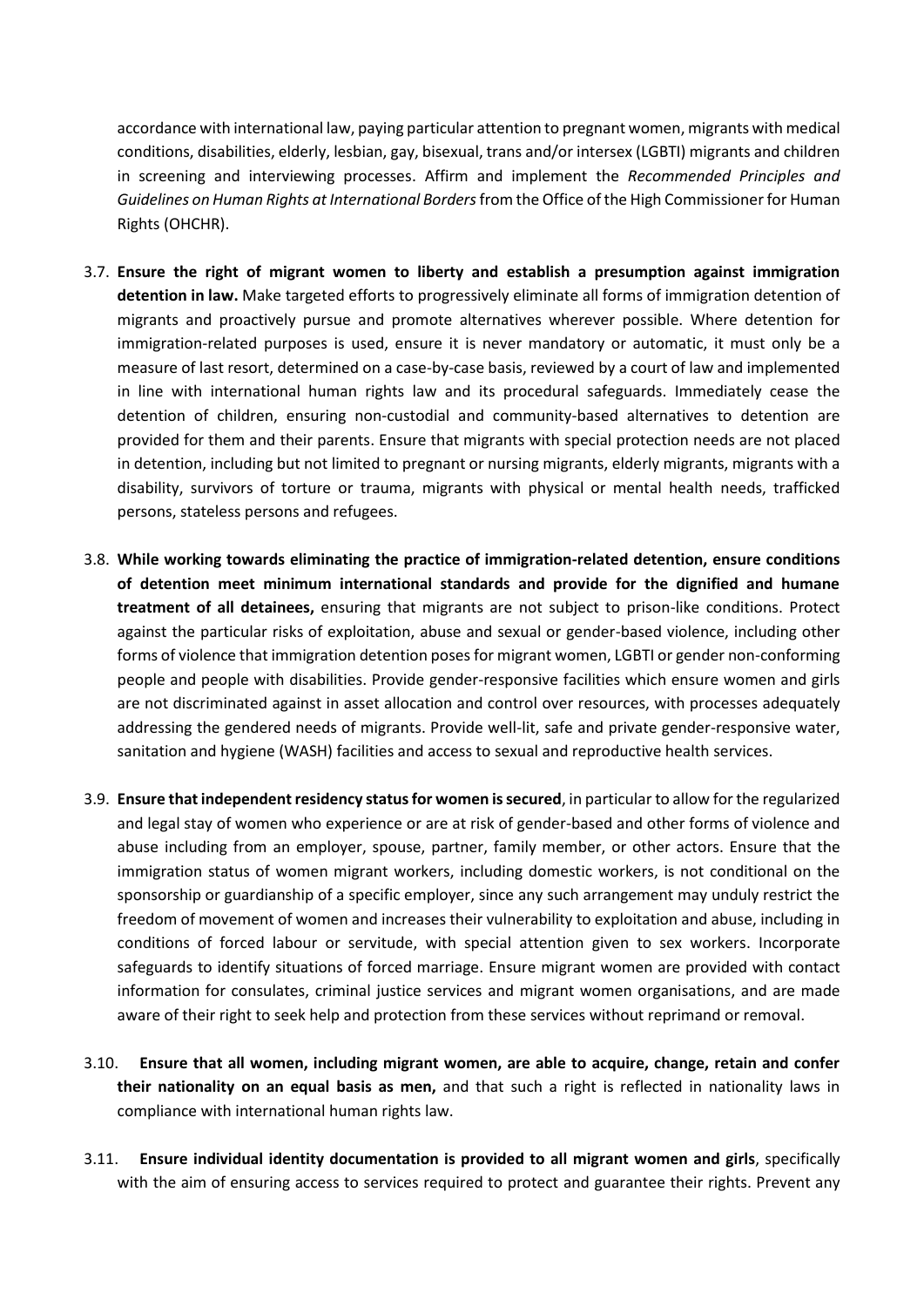accordance with international law, paying particular attention to pregnant women, migrants with medical conditions, disabilities, elderly, lesbian, gay, bisexual, trans and/or intersex (LGBTI) migrants and children in screening and interviewing processes. Affirm and implement the *Recommended Principles and Guidelines on Human Rights at International Borders* from the Office of the High Commissioner for Human Rights (OHCHR).

3.7. **Ensure the right of migrant women to liberty and establish a presumption against immigration detention in law.** Make targeted efforts to progressively eliminate all forms of immigration detention of migrants and proactively pursue and promote alternatives wherever possible. Where detention for immigration-related purposes is used, ensure it is never mandatory or automatic, it must only be a measure of last resort, determined on a case-by-case basis, reviewed by a court of law and implemented in line with international human rights law and its procedural safeguards. Immediately cease the detention of children, ensuring non-custodial and community-based alternatives to detention are provided for them and their parents. Ensure that migrants with special protection needs are not placed in detention, including but not limited to pregnant or nursing migrants, elderly migrants, migrants with a disability, survivors of torture or trauma, migrants with physical or mental health needs, trafficked persons, stateless persons and refugees.

3.8. **While working towards eliminating the practice of immigration-related detention, ensure conditions of detention meet minimum international standards and provide for the dignified and humane treatment of all detainees,** ensuring that migrants are not subject to prison-like conditions. Protect against the particular risks of exploitation, abuse and sexual or gender-based violence, including other forms of violence that immigration detention poses for migrant women, LGBTI or gender non-conforming people and people with disabilities. Provide gender-responsive facilities which ensure women and girls are not discriminated against in asset allocation and control over resources, with processes adequately addressing the gendered needs of migrants. Provide well-lit, safe and private gender-responsive water, sanitation and hygiene (WASH) facilities and access to sexual and reproductive health services.

3.9. **Ensure that independent residency status for women is secured**, in particular to allow for the regularized and legal stay of women who experience or are at risk of gender-based and other forms of violence and abuse including from an employer, spouse, partner, family member, or other actors. Ensure that the immigration status of women migrant workers, including domestic workers, is not conditional on the sponsorship or guardianship of a specific employer, since any such arrangement may unduly restrict the freedom of movement of women and increases their vulnerability to exploitation and abuse, including in conditions of forced labour or servitude, with special attention given to sex workers. Incorporate safeguards to identify situations of forced marriage. Ensure migrant women are provided with contact information for consulates, criminal justice services and migrant women organisations, and are made aware of their right to seek help and protection from these services without reprimand or removal.

3.10. **Ensure that all women, including migrant women, are able to acquire, change, retain and confer their nationality on an equal basis as men,** and that such a right is reflected in nationality laws in compliance with international human rights law.

3.11. **Ensure individual identity documentation is provided to all migrant women and girls**, specifically with the aim of ensuring access to services required to protect and guarantee their rights. Prevent any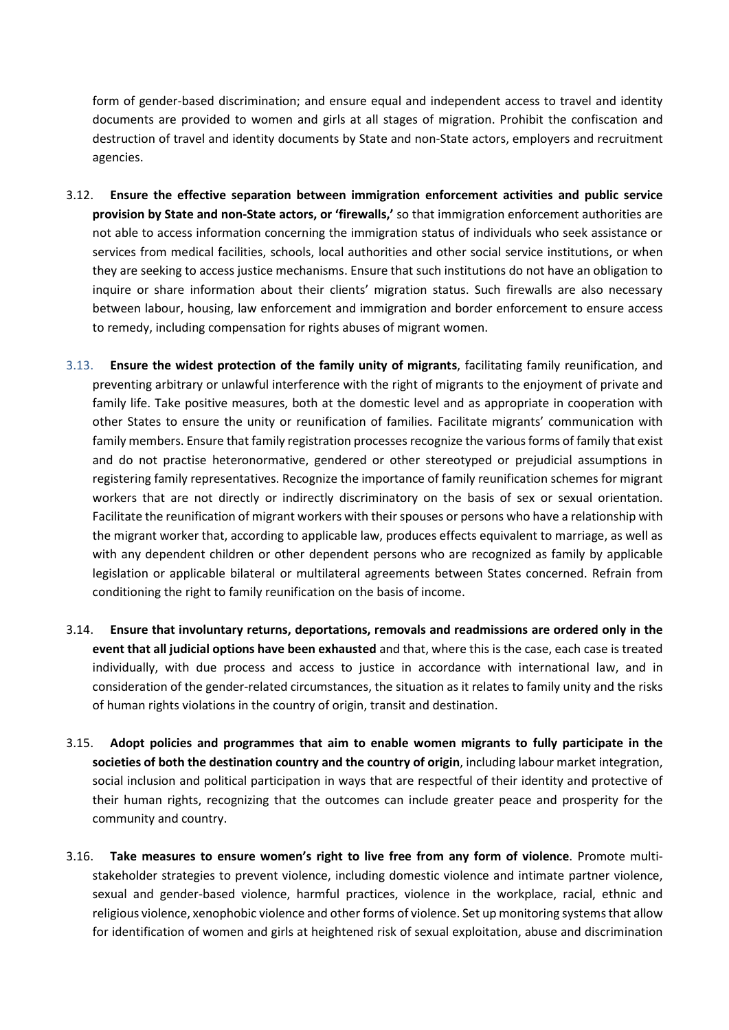form of gender-based discrimination; and ensure equal and independent access to travel and identity documents are provided to women and girls at all stages of migration. Prohibit the confiscation and destruction of travel and identity documents by State and non-State actors, employers and recruitment agencies.

3.12. **Ensure the effective separation between immigration enforcement activities and public service provision by State and non-State actors, or 'firewalls,'** so that immigration enforcement authorities are not able to access information concerning the immigration status of individuals who seek assistance or services from medical facilities, schools, local authorities and other social service institutions, or when they are seeking to access justice mechanisms. Ensure that such institutions do not have an obligation to inquire or share information about their clients' migration status. Such firewalls are also necessary between labour, housing, law enforcement and immigration and border enforcement to ensure access to remedy, including compensation for rights abuses of migrant women.

3.13. **Ensure the widest protection of the family unity of migrants**, facilitating family reunification, and preventing arbitrary or unlawful interference with the right of migrants to the enjoyment of private and family life. Take positive measures, both at the domestic level and as appropriate in cooperation with other States to ensure the unity or reunification of families. Facilitate migrants' communication with family members. Ensure that family registration processes recognize the various forms of family that exist and do not practise heteronormative, gendered or other stereotyped or prejudicial assumptions in registering family representatives. Recognize the importance of family reunification schemes for migrant workers that are not directly or indirectly discriminatory on the basis of sex or sexual orientation. Facilitate the reunification of migrant workers with their spouses or persons who have a relationship with the migrant worker that, according to applicable law, produces effects equivalent to marriage, as well as with any dependent children or other dependent persons who are recognized as family by applicable legislation or applicable bilateral or multilateral agreements between States concerned. Refrain from conditioning the right to family reunification on the basis of income.

3.14. **Ensure that involuntary returns, deportations, removals and readmissions are ordered only in the event that all judicial options have been exhausted** and that, where this is the case, each case is treated individually, with due process and access to justice in accordance with international law, and in consideration of the gender-related circumstances, the situation as it relates to family unity and the risks of human rights violations in the country of origin, transit and destination.

3.15. **Adopt policies and programmes that aim to enable women migrants to fully participate in the societies of both the destination country and the country of origin**, including labour market integration, social inclusion and political participation in ways that are respectful of their identity and protective of their human rights, recognizing that the outcomes can include greater peace and prosperity for the community and country.

3.16. **Take measures to ensure women's right to live free from any form of violence**. Promote multi-stakeholder strategies to prevent violence, including domestic violence and intimate partner violence, sexual and gender-based violence, harmful practices, violence in the workplace, racial, ethnic and religious violence, xenophobic violence and other forms of violence. Set up monitoring systems that allow for identification of women and girls at heightened risk of sexual exploitation, abuse and discrimination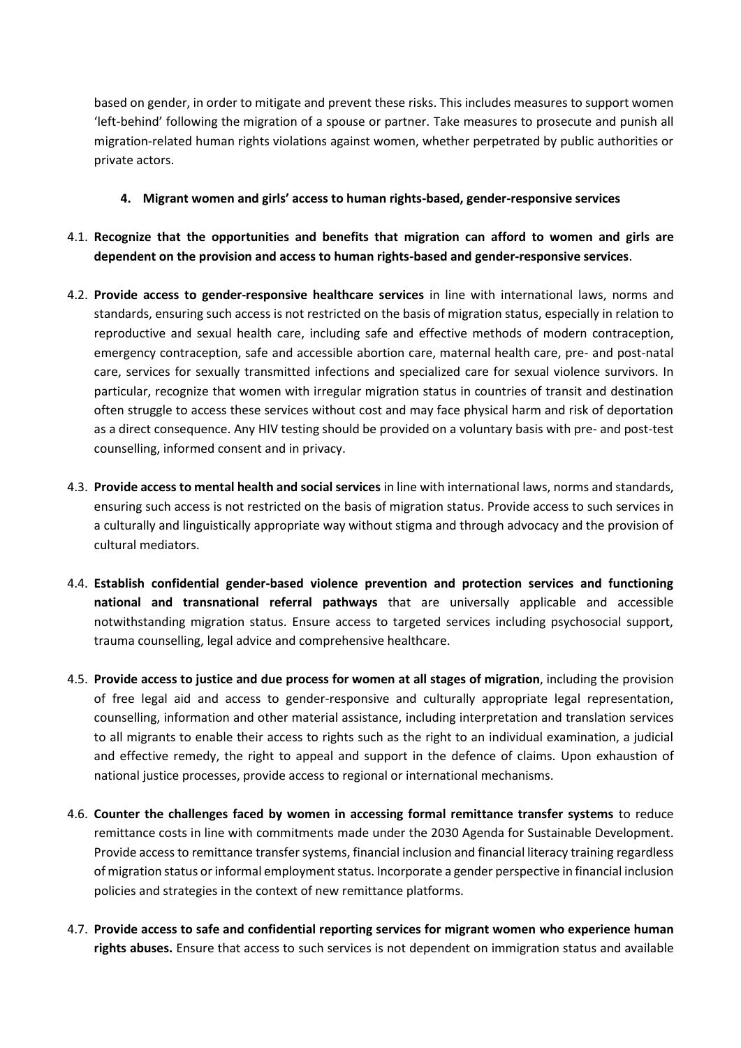based on gender, in order to mitigate and prevent these risks. This includes measures to support women 'left-behind' following the migration of a spouse or partner. Take measures to prosecute and punish all migration-related human rights violations against women, whether perpetrated by public authorities or private actors.

#### 4. Migrant women and girls' access to human rights-based, gender-responsive services

4.1. **Recognize that the opportunities and benefits that migration can afford to women and girls are dependent on the provision and access to human rights-based and gender-responsive services**.

4.2. **Provide access to gender-responsive healthcare services** in line with international laws, norms and standards, ensuring such access is not restricted on the basis of migration status, especially in relation to reproductive and sexual health care, including safe and effective methods of modern contraception, emergency contraception, safe and accessible abortion care, maternal health care, pre- and post-natal care, services for sexually transmitted infections and specialized care for sexual violence survivors. In particular, recognize that women with irregular migration status in countries of transit and destination often struggle to access these services without cost and may face physical harm and risk of deportation as a direct consequence. Any HIV testing should be provided on a voluntary basis with pre- and post-test counselling, informed consent and in privacy.

4.3. **Provide access to mental health and social services** in line with international laws, norms and standards, ensuring such access is not restricted on the basis of migration status. Provide access to such services in a culturally and linguistically appropriate way without stigma and through advocacy and the provision of cultural mediators.

4.4. **Establish confidential gender-based violence prevention and protection services and functioning national and transnational referral pathways** that are universally applicable and accessible notwithstanding migration status. Ensure access to targeted services including psychosocial support, trauma counselling, legal advice and comprehensive healthcare.

4.5. **Provide access to justice and due process for women at all stages of migration**, including the provision of free legal aid and access to gender-responsive and culturally appropriate legal representation, counselling, information and other material assistance, including interpretation and translation services to all migrants to enable their access to rights such as the right to an individual examination, a judicial and effective remedy, the right to appeal and support in the defence of claims. Upon exhaustion of national justice processes, provide access to regional or international mechanisms.

4.6. **Counter the challenges faced by women in accessing formal remittance transfer systems** to reduce remittance costs in line with commitments made under the 2030 Agenda for Sustainable Development. Provide access to remittance transfer systems, financial inclusion and financial literacy training regardless of migration status or informal employment status. Incorporate a gender perspective in financial inclusion policies and strategies in the context of new remittance platforms.

4.7. **Provide access to safe and confidential reporting services for migrant women who experience human rights abuses.** Ensure that access to such services is not dependent on immigration status and available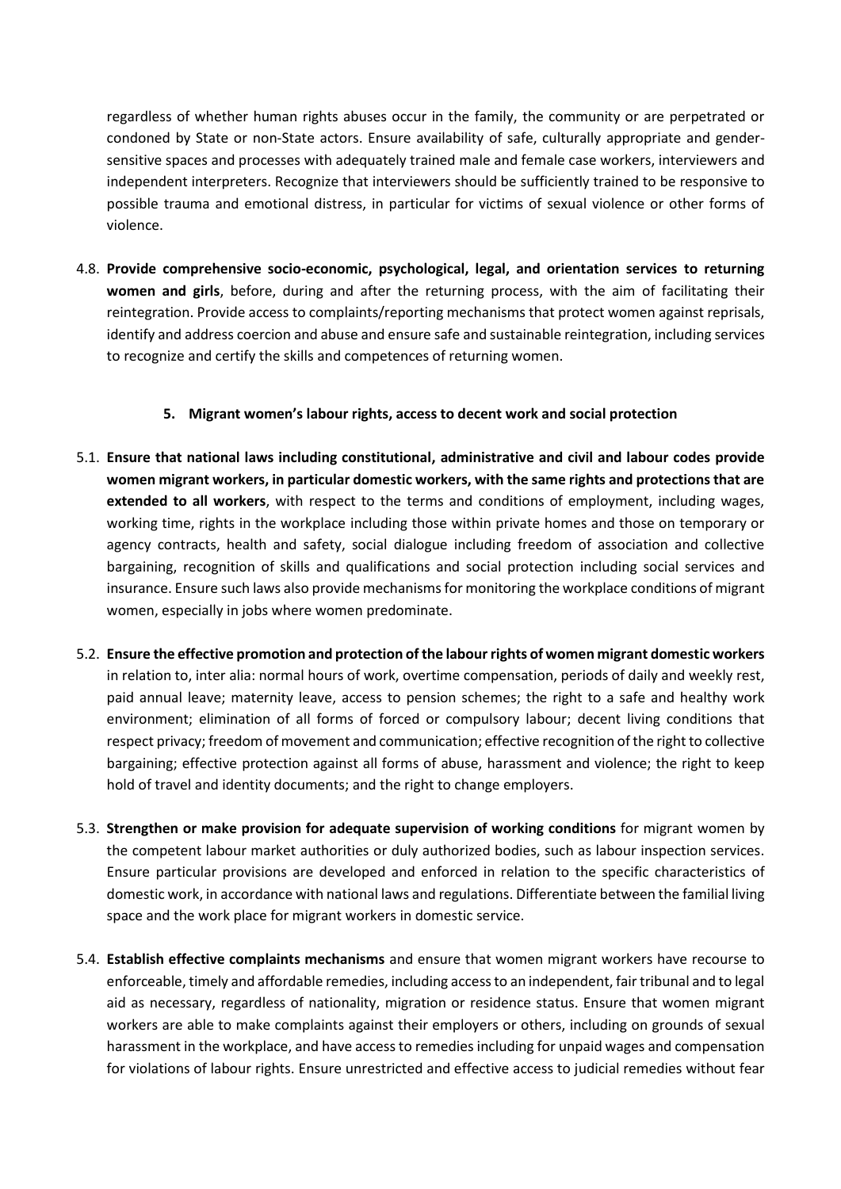regardless of whether human rights abuses occur in the family, the community or are perpetrated or condoned by State or non-State actors. Ensure availability of safe, culturally appropriate and gender-sensitive spaces and processes with adequately trained male and female case workers, interviewers and independent interpreters. Recognize that interviewers should be sufficiently trained to be responsive to possible trauma and emotional distress, in particular for victims of sexual violence or other forms of violence.

4.8. **Provide comprehensive socio-economic, psychological, legal, and orientation services to returning women and girls**, before, during and after the returning process, with the aim of facilitating their reintegration. Provide access to complaints/reporting mechanisms that protect women against reprisals, identify and address coercion and abuse and ensure safe and sustainable reintegration, including services to recognize and certify the skills and competences of returning women.

## 5. Migrant women's labour rights, access to decent work and social protection

5.1. **Ensure that national laws including constitutional, administrative and civil and labour codes provide women migrant workers, in particular domestic workers, with the same rights and protections that are extended to all workers**, with respect to the terms and conditions of employment, including wages, working time, rights in the workplace including those within private homes and those on temporary or agency contracts, health and safety, social dialogue including freedom of association and collective bargaining, recognition of skills and qualifications and social protection including social services and insurance. Ensure such laws also provide mechanisms for monitoring the workplace conditions of migrant women, especially in jobs where women predominate.

5.2. **Ensure the effective promotion and protection of the labour rights of women migrant domestic workers** in relation to, inter alia: normal hours of work, overtime compensation, periods of daily and weekly rest, paid annual leave; maternity leave, access to pension schemes; the right to a safe and healthy work environment; elimination of all forms of forced or compulsory labour; decent living conditions that respect privacy; freedom of movement and communication; effective recognition of the right to collective bargaining; effective protection against all forms of abuse, harassment and violence; the right to keep hold of travel and identity documents; and the right to change employers.

5.3. **Strengthen or make provision for adequate supervision of working conditions** for migrant women by the competent labour market authorities or duly authorized bodies, such as labour inspection services. Ensure particular provisions are developed and enforced in relation to the specific characteristics of domestic work, in accordance with national laws and regulations. Differentiate between the familial living space and the work place for migrant workers in domestic service.

5.4. **Establish effective complaints mechanisms** and ensure that women migrant workers have recourse to enforceable, timely and affordable remedies, including access to an independent, fair tribunal and to legal aid as necessary, regardless of nationality, migration or residence status. Ensure that women migrant workers are able to make complaints against their employers or others, including on grounds of sexual harassment in the workplace, and have access to remedies including for unpaid wages and compensation for violations of labour rights. Ensure unrestricted and effective access to judicial remedies without fear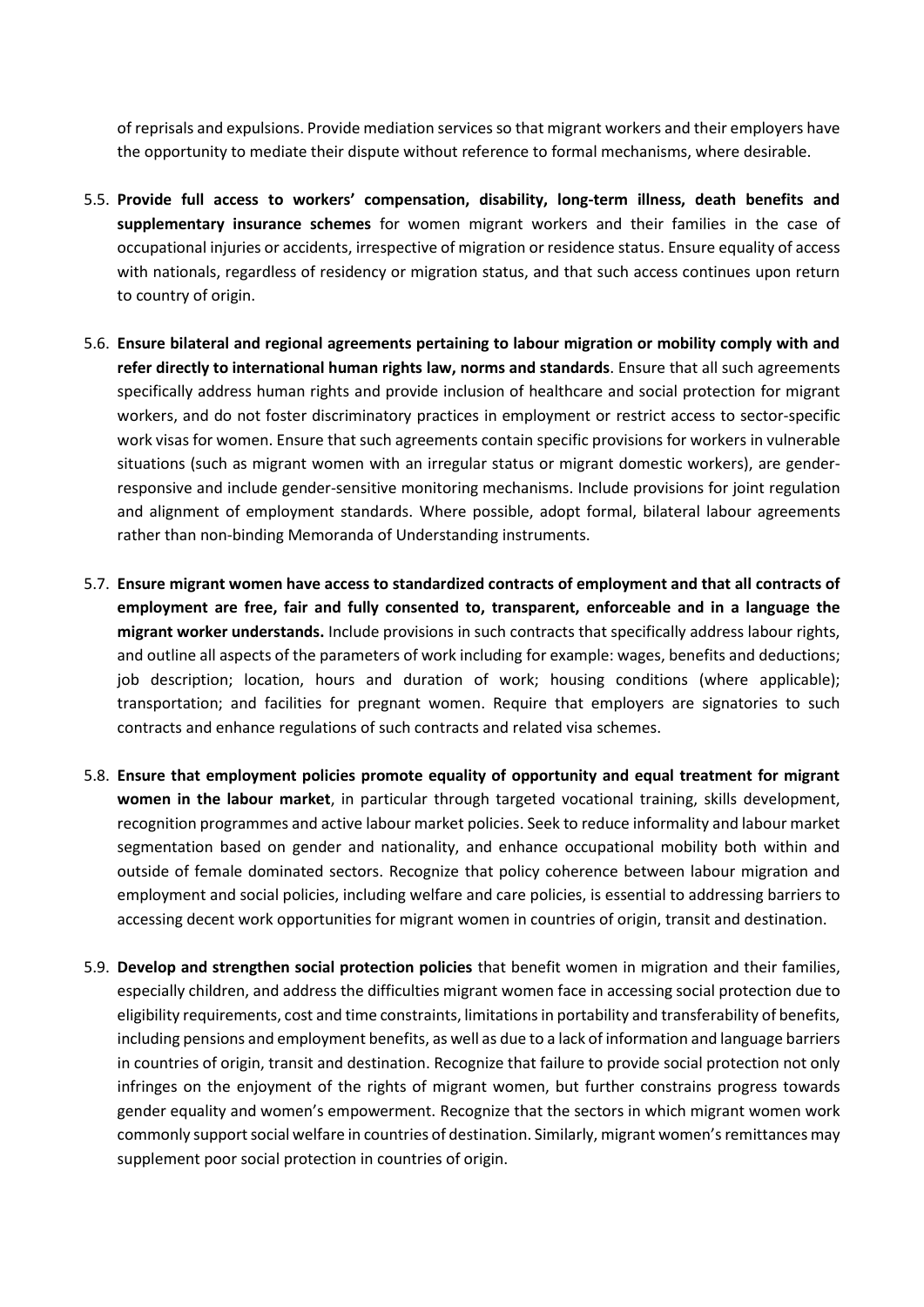of reprisals and expulsions. Provide mediation services so that migrant workers and their employers have the opportunity to mediate their dispute without reference to formal mechanisms, where desirable.

5.5. **Provide full access to workers' compensation, disability, long-term illness, death benefits and supplementary insurance schemes** for women migrant workers and their families in the case of occupational injuries or accidents, irrespective of migration or residence status. Ensure equality of access with nationals, regardless of residency or migration status, and that such access continues upon return to country of origin.

5.6. **Ensure bilateral and regional agreements pertaining to labour migration or mobility comply with and refer directly to international human rights law, norms and standards**. Ensure that all such agreements specifically address human rights and provide inclusion of healthcare and social protection for migrant workers, and do not foster discriminatory practices in employment or restrict access to sector-specific work visas for women. Ensure that such agreements contain specific provisions for workers in vulnerable situations (such as migrant women with an irregular status or migrant domestic workers), are gender-responsive and include gender-sensitive monitoring mechanisms. Include provisions for joint regulation and alignment of employment standards. Where possible, adopt formal, bilateral labour agreements rather than non-binding Memoranda of Understanding instruments.

5.7. **Ensure migrant women have access to standardized contracts of employment and that all contracts of employment are free, fair and fully consented to, transparent, enforceable and in a language the migrant worker understands.** Include provisions in such contracts that specifically address labour rights, and outline all aspects of the parameters of work including for example: wages, benefits and deductions; job description; location, hours and duration of work; housing conditions (where applicable); transportation; and facilities for pregnant women. Require that employers are signatories to such contracts and enhance regulations of such contracts and related visa schemes.

5.8. **Ensure that employment policies promote equality of opportunity and equal treatment for migrant women in the labour market**, in particular through targeted vocational training, skills development, recognition programmes and active labour market policies. Seek to reduce informality and labour market segmentation based on gender and nationality, and enhance occupational mobility both within and outside of female dominated sectors. Recognize that policy coherence between labour migration and employment and social policies, including welfare and care policies, is essential to addressing barriers to accessing decent work opportunities for migrant women in countries of origin, transit and destination.

5.9. **Develop and strengthen social protection policies** that benefit women in migration and their families, especially children, and address the difficulties migrant women face in accessing social protection due to eligibility requirements, cost and time constraints, limitations in portability and transferability of benefits, including pensions and employment benefits, as well as due to a lack of information and language barriers in countries of origin, transit and destination. Recognize that failure to provide social protection not only infringes on the enjoyment of the rights of migrant women, but further constrains progress towards gender equality and women's empowerment. Recognize that the sectors in which migrant women work commonly support social welfare in countries of destination. Similarly, migrant women's remittances may supplement poor social protection in countries of origin.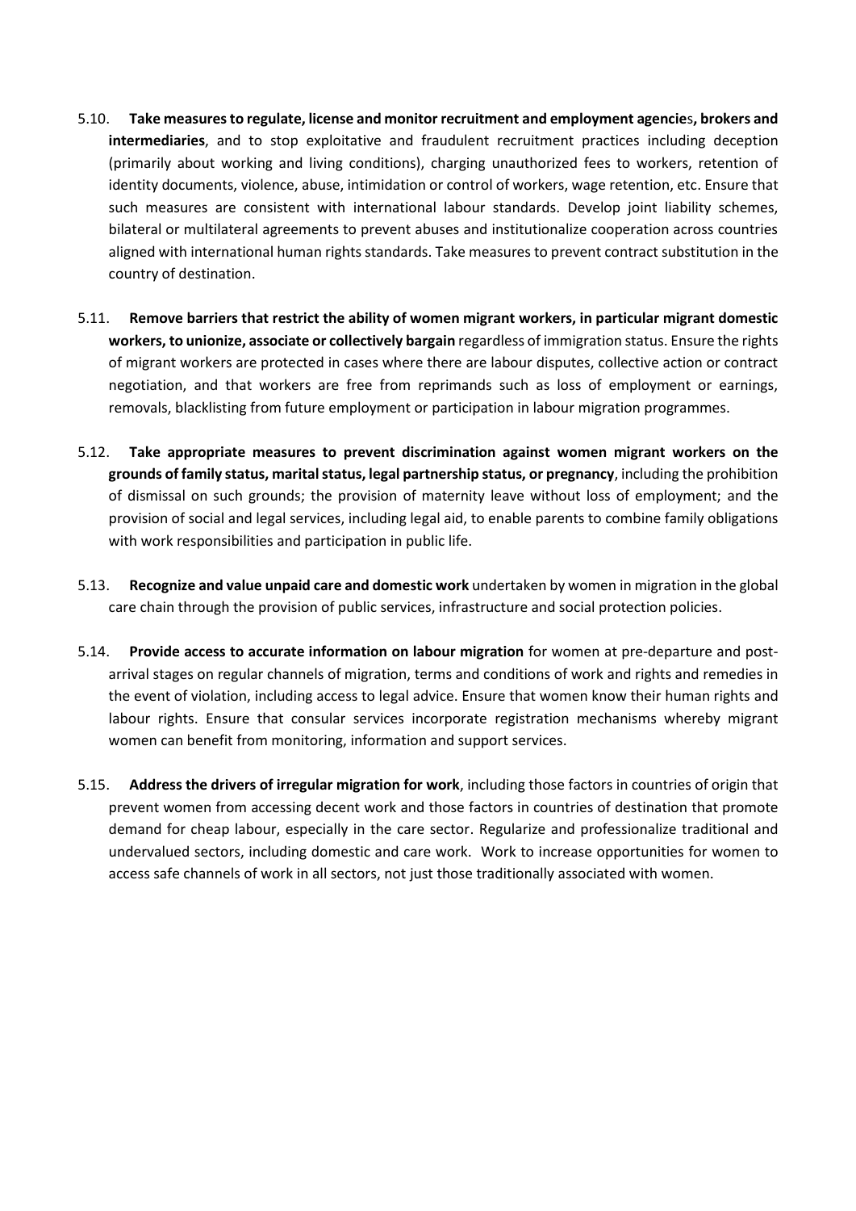5.10. **Take measures to regulate, license and monitor recruitment and employment agencies, brokers and intermediaries**, and to stop exploitative and fraudulent recruitment practices including deception (primarily about working and living conditions), charging unauthorized fees to workers, retention of identity documents, violence, abuse, intimidation or control of workers, wage retention, etc. Ensure that such measures are consistent with international labour standards. Develop joint liability schemes, bilateral or multilateral agreements to prevent abuses and institutionalize cooperation across countries aligned with international human rights standards. Take measures to prevent contract substitution in the country of destination.

5.11. **Remove barriers that restrict the ability of women migrant workers, in particular migrant domestic workers, to unionize, associate or collectively bargain** regardless of immigration status. Ensure the rights of migrant workers are protected in cases where there are labour disputes, collective action or contract negotiation, and that workers are free from reprimands such as loss of employment or earnings, removals, blacklisting from future employment or participation in labour migration programmes.

5.12. **Take appropriate measures to prevent discrimination against women migrant workers on the grounds of family status, marital status, legal partnership status, or pregnancy**, including the prohibition of dismissal on such grounds; the provision of maternity leave without loss of employment; and the provision of social and legal services, including legal aid, to enable parents to combine family obligations with work responsibilities and participation in public life.

5.13. **Recognize and value unpaid care and domestic work** undertaken by women in migration in the global care chain through the provision of public services, infrastructure and social protection policies.

5.14. **Provide access to accurate information on labour migration** for women at pre-departure and post-arrival stages on regular channels of migration, terms and conditions of work and rights and remedies in the event of violation, including access to legal advice. Ensure that women know their human rights and labour rights. Ensure that consular services incorporate registration mechanisms whereby migrant women can benefit from monitoring, information and support services.

5.15. **Address the drivers of irregular migration for work**, including those factors in countries of origin that prevent women from accessing decent work and those factors in countries of destination that promote demand for cheap labour, especially in the care sector. Regularize and professionalize traditional and undervalued sectors, including domestic and care work. Work to increase opportunities for women to access safe channels of work in all sectors, not just those traditionally associated with women.